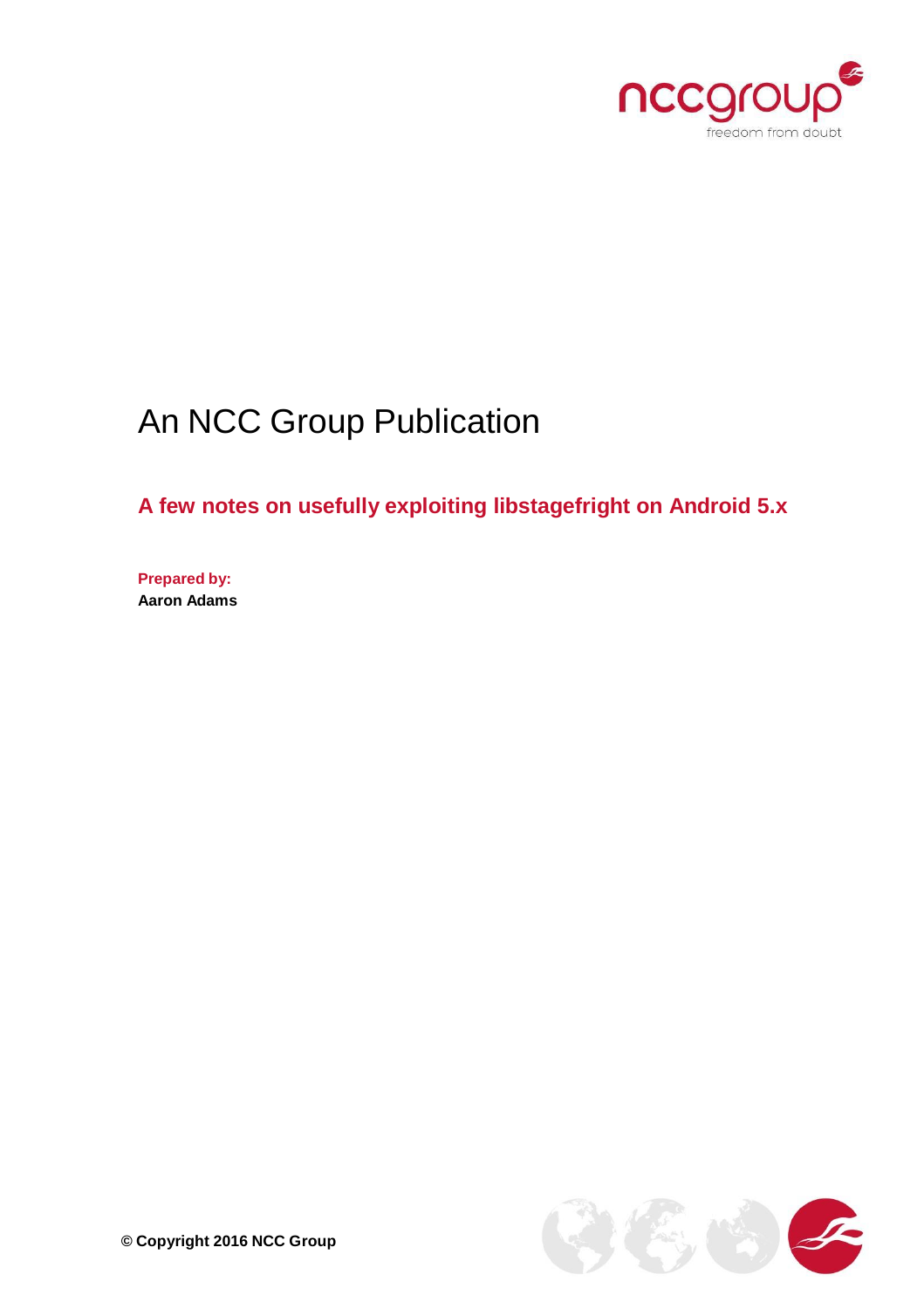# An NCC Group Publication

## A few notes on usefully exploiting libstagefright on Android 5.x

**Prepared by:**
**Aaron Adams**

**© Copyright 2016 NCC Group**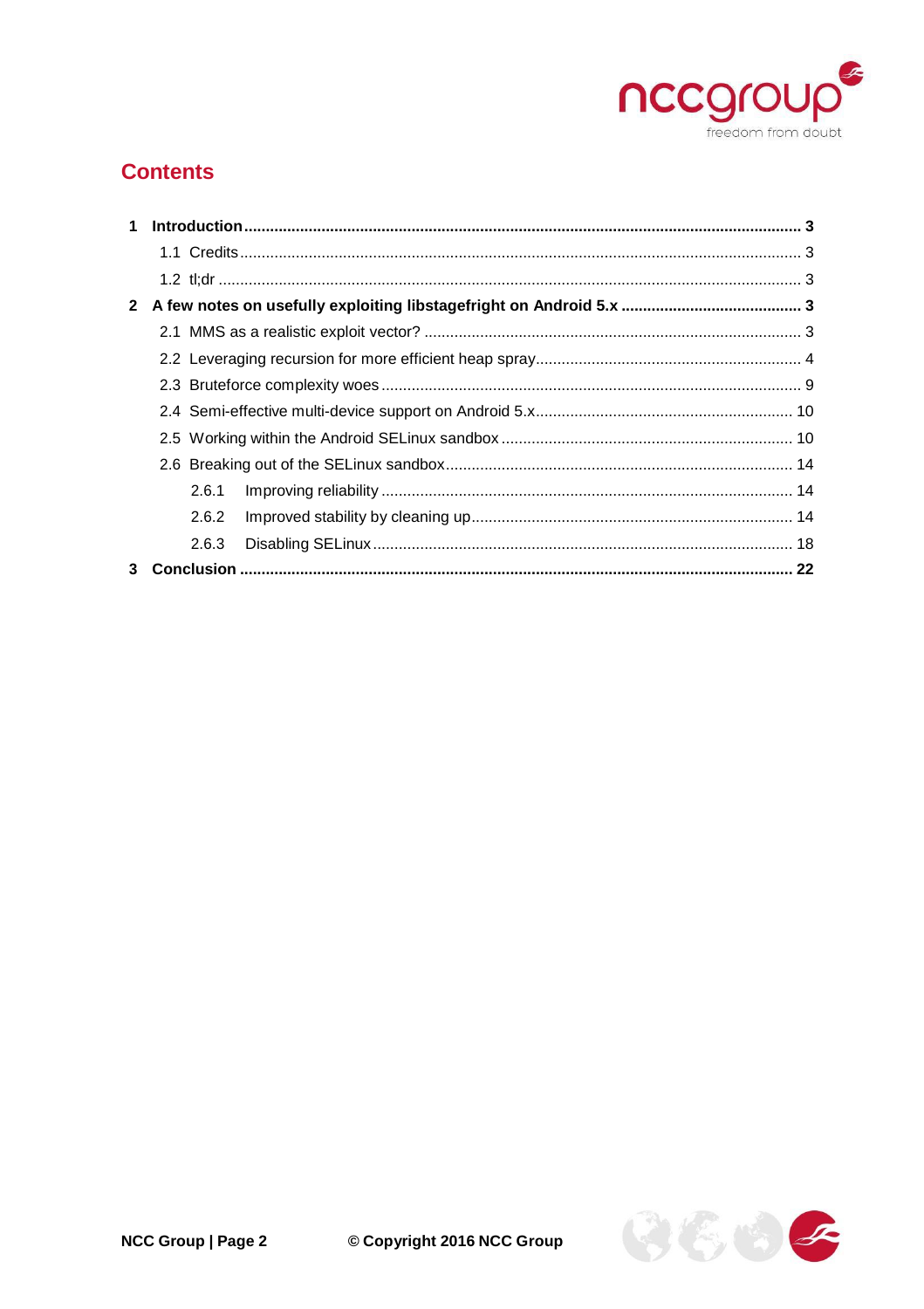## Contents

1 **Introduction** ........ 3

  1.1 Credits ........ 3

  1.2 tl;dr ........ 3

2 **A few notes on usefully exploiting libstagefright on Android 5.x** ........ 3

  2.1 MMS as a realistic exploit vector? ........ 3

  2.2 Leveraging recursion for more efficient heap spray ........ 4

  2.3 Bruteforce complexity woes ........ 9

  2.4 Semi-effective multi-device support on Android 5.x ........ 10

  2.5 Working within the Android SELinux sandbox ........ 10

  2.6 Breaking out of the SELinux sandbox ........ 14

    2.6.1 Improving reliability ........ 14

    2.6.2 Improved stability by cleaning up ........ 14

    2.6.3 Disabling SELinux ........ 18

3 **Conclusion** ........ 22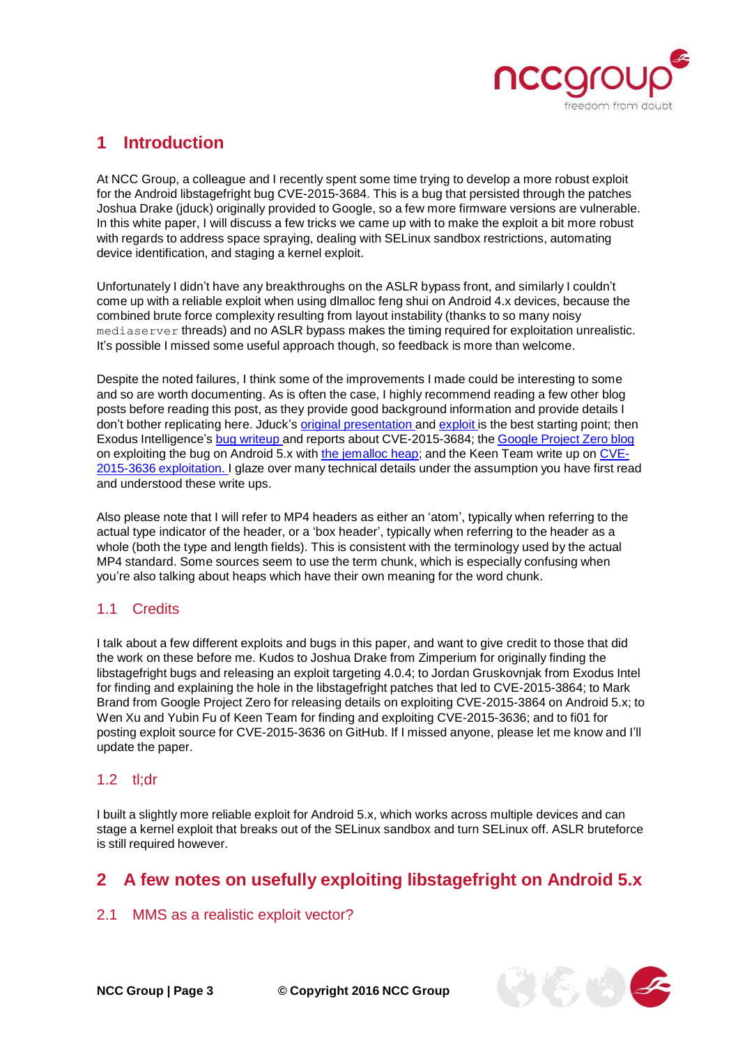# 1 Introduction

At NCC Group, a colleague and I recently spent some time trying to develop a more robust exploit for the Android libstagefright bug CVE-2015-3684. This is a bug that persisted through the patches Joshua Drake (jduck) originally provided to Google, so a few more firmware versions are vulnerable. In this white paper, I will discuss a few tricks we came up with to make the exploit a bit more robust with regards to address space spraying, dealing with SELinux sandbox restrictions, automating device identification, and staging a kernel exploit.

Unfortunately I didn't have any breakthroughs on the ASLR bypass front, and similarly I couldn't come up with a reliable exploit when using dlmalloc feng shui on Android 4.x devices, because the combined brute force complexity resulting from layout instability (thanks to so many noisy `mediaserver` threads) and no ASLR bypass makes the timing required for exploitation unrealistic. It's possible I missed some useful approach though, so feedback is more than welcome.

Despite the noted failures, I think some of the improvements I made could be interesting to some and so are worth documenting. As is often the case, I highly recommend reading a few other blog posts before reading this post, as they provide good background information and provide details I don't bother replicating here. Jduck's original presentation and exploit is the best starting point; then Exodus Intelligence's bug writeup and reports about CVE-2015-3684; the Google Project Zero blog on exploiting the bug on Android 5.x with the jemalloc heap; and the Keen Team write up on CVE-2015-3636 exploitation. I glaze over many technical details under the assumption you have first read and understood these write ups.

Also please note that I will refer to MP4 headers as either an 'atom', typically when referring to the actual type indicator of the header, or a 'box header', typically when referring to the header as a whole (both the type and length fields). This is consistent with the terminology used by the actual MP4 standard. Some sources seem to use the term chunk, which is especially confusing when you're also talking about heaps which have their own meaning for the word chunk.

## 1.1 Credits

I talk about a few different exploits and bugs in this paper, and want to give credit to those that did the work on these before me. Kudos to Joshua Drake from Zimperium for originally finding the libstagefright bugs and releasing an exploit targeting 4.0.4; to Jordan Gruskovnjak from Exodus Intel for finding and explaining the hole in the libstagefright patches that led to CVE-2015-3864; to Mark Brand from Google Project Zero for releasing details on exploiting CVE-2015-3864 on Android 5.x; to Wen Xu and Yubin Fu of Keen Team for finding and exploiting CVE-2015-3636; and to fi01 for posting exploit source for CVE-2015-3636 on GitHub. If I missed anyone, please let me know and I'll update the paper.

## 1.2 tl;dr

I built a slightly more reliable exploit for Android 5.x, which works across multiple devices and can stage a kernel exploit that breaks out of the SELinux sandbox and turn SELinux off. ASLR bruteforce is still required however.

# 2 A few notes on usefully exploiting libstagefright on Android 5.x

## 2.1 MMS as a realistic exploit vector?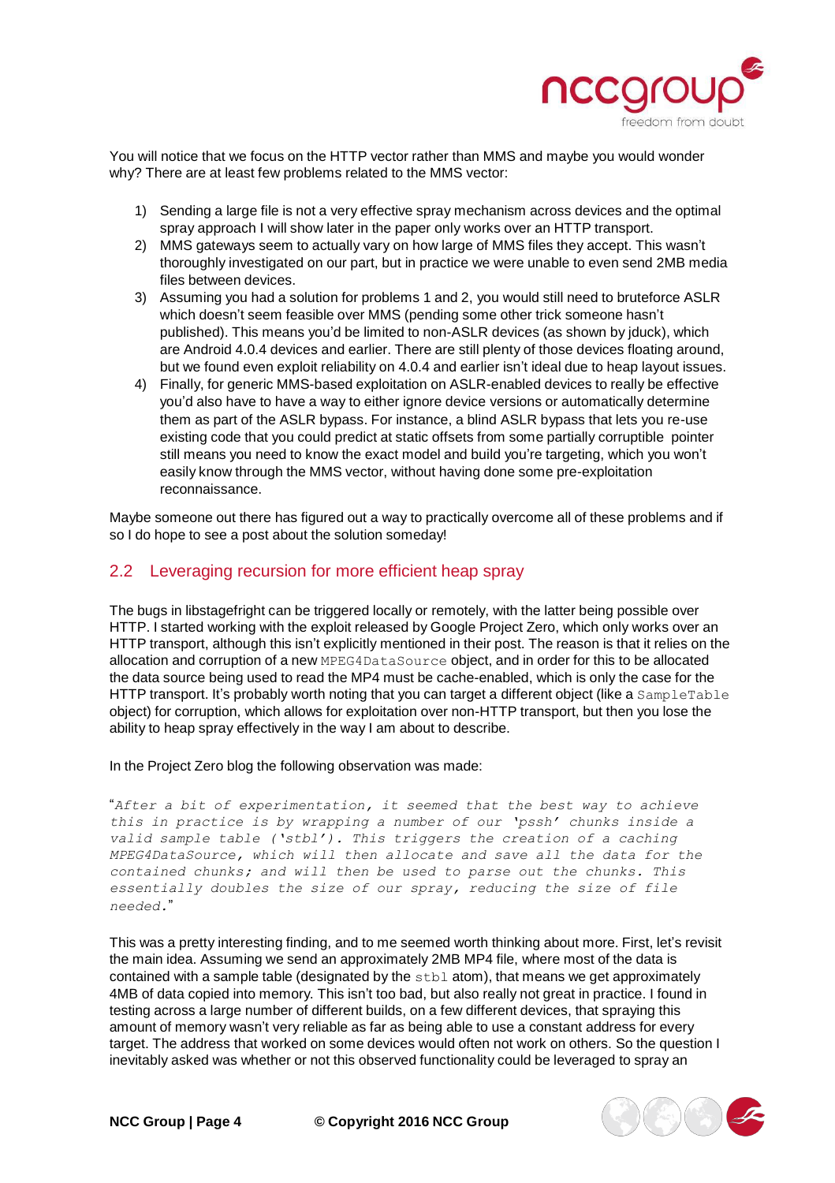You will notice that we focus on the HTTP vector rather than MMS and maybe you would wonder why? There are at least few problems related to the MMS vector:

1) Sending a large file is not a very effective spray mechanism across devices and the optimal spray approach I will show later in the paper only works over an HTTP transport.
2) MMS gateways seem to actually vary on how large of MMS files they accept. This wasn't thoroughly investigated on our part, but in practice we were unable to even send 2MB media files between devices.
3) Assuming you had a solution for problems 1 and 2, you would still need to bruteforce ASLR which doesn't seem feasible over MMS (pending some other trick someone hasn't published). This means you'd be limited to non-ASLR devices (as shown by jduck), which are Android 4.0.4 devices and earlier. There are still plenty of those devices floating around, but we found even exploit reliability on 4.0.4 and earlier isn't ideal due to heap layout issues.
4) Finally, for generic MMS-based exploitation on ASLR-enabled devices to really be effective you'd also have to have a way to either ignore device versions or automatically determine them as part of the ASLR bypass. For instance, a blind ASLR bypass that lets you re-use existing code that you could predict at static offsets from some partially corruptible pointer still means you need to know the exact model and build you're targeting, which you won't easily know through the MMS vector, without having done some pre-exploitation reconnaissance.

Maybe someone out there has figured out a way to practically overcome all of these problems and if so I do hope to see a post about the solution someday!

## 2.2 Leveraging recursion for more efficient heap spray

The bugs in libstagefright can be triggered locally or remotely, with the latter being possible over HTTP. I started working with the exploit released by Google Project Zero, which only works over an HTTP transport, although this isn't explicitly mentioned in their post. The reason is that it relies on the allocation and corruption of a new `MPEG4DataSource` object, and in order for this to be allocated the data source being used to read the MP4 must be cache-enabled, which is only the case for the HTTP transport. It's probably worth noting that you can target a different object (like a `SampleTable` object) for corruption, which allows for exploitation over non-HTTP transport, but then you lose the ability to heap spray effectively in the way I am about to describe.

In the Project Zero blog the following observation was made:

"*After a bit of experimentation, it seemed that the best way to achieve this in practice is by wrapping a number of our 'pssh' chunks inside a valid sample table ('stbl'). This triggers the creation of a caching MPEG4DataSource, which will then allocate and save all the data for the contained chunks; and will then be used to parse out the chunks. This essentially doubles the size of our spray, reducing the size of file needed.*"

This was a pretty interesting finding, and to me seemed worth thinking about more. First, let's revisit the main idea. Assuming we send an approximately 2MB MP4 file, where most of the data is contained with a sample table (designated by the `stbl` atom), that means we get approximately 4MB of data copied into memory. This isn't too bad, but also really not great in practice. I found in testing across a large number of different builds, on a few different devices, that spraying this amount of memory wasn't very reliable as far as being able to use a constant address for every target. The address that worked on some devices would often not work on others. So the question I inevitably asked was whether or not this observed functionality could be leveraged to spray an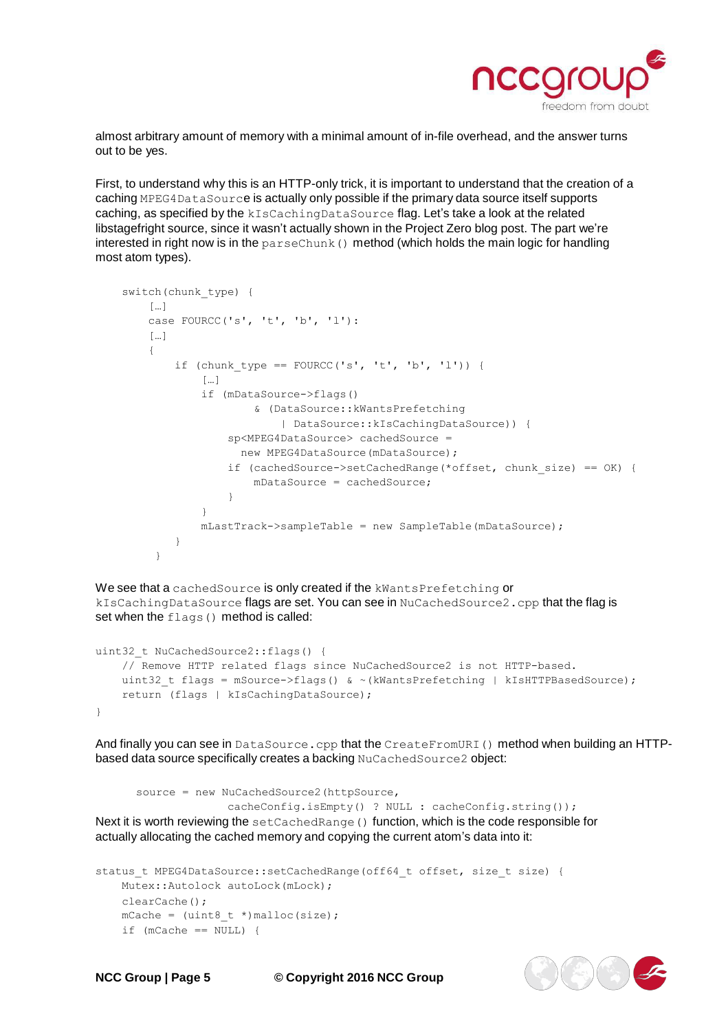almost arbitrary amount of memory with a minimal amount of in-file overhead, and the answer turns out to be yes.

First, to understand why this is an HTTP-only trick, it is important to understand that the creation of a caching `MPEG4DataSource` is actually only possible if the primary data source itself supports caching, as specified by the `kIsCachingDataSource` flag. Let's take a look at the related libstagefright source, since it wasn't actually shown in the Project Zero blog post. The part we're interested in right now is in the `parseChunk()` method (which holds the main logic for handling most atom types).

```
switch(chunk_type) {
    […]
    case FOURCC('s', 't', 'b', 'l'):
    […]
    {
        if (chunk_type == FOURCC('s', 't', 'b', 'l')) {
            […]
            if (mDataSource->flags()
                    & (DataSource::kWantsPrefetching
                        | DataSource::kIsCachingDataSource)) {
                sp<MPEG4DataSource> cachedSource =
                  new MPEG4DataSource(mDataSource);
                if (cachedSource->setCachedRange(*offset, chunk_size) == OK) {
                    mDataSource = cachedSource;
                }
            }
            mLastTrack->sampleTable = new SampleTable(mDataSource);
        }
     }
```

We see that a `cachedSource` is only created if the `kWantsPrefetching` or `kIsCachingDataSource` flags are set. You can see in `NuCachedSource2.cpp` that the flag is set when the `flags()` method is called:

```
uint32_t NuCachedSource2::flags() {
    // Remove HTTP related flags since NuCachedSource2 is not HTTP-based.
    uint32_t flags = mSource->flags() & ~(kWantsPrefetching | kIsHTTPBasedSource);
    return (flags | kIsCachingDataSource);
}
```

And finally you can see in `DataSource.cpp` that the `CreateFromURI()` method when building an HTTP-based data source specifically creates a backing `NuCachedSource2` object:

```
source = new NuCachedSource2(httpSource,
             cacheConfig.isEmpty() ? NULL : cacheConfig.string());
```

Next it is worth reviewing the `setCachedRange()` function, which is the code responsible for actually allocating the cached memory and copying the current atom's data into it:

```
status_t MPEG4DataSource::setCachedRange(off64_t offset, size_t size) {
    Mutex::Autolock autoLock(mLock);
    clearCache();
    mCache = (uint8_t *)malloc(size);
    if (mCache == NULL) {
```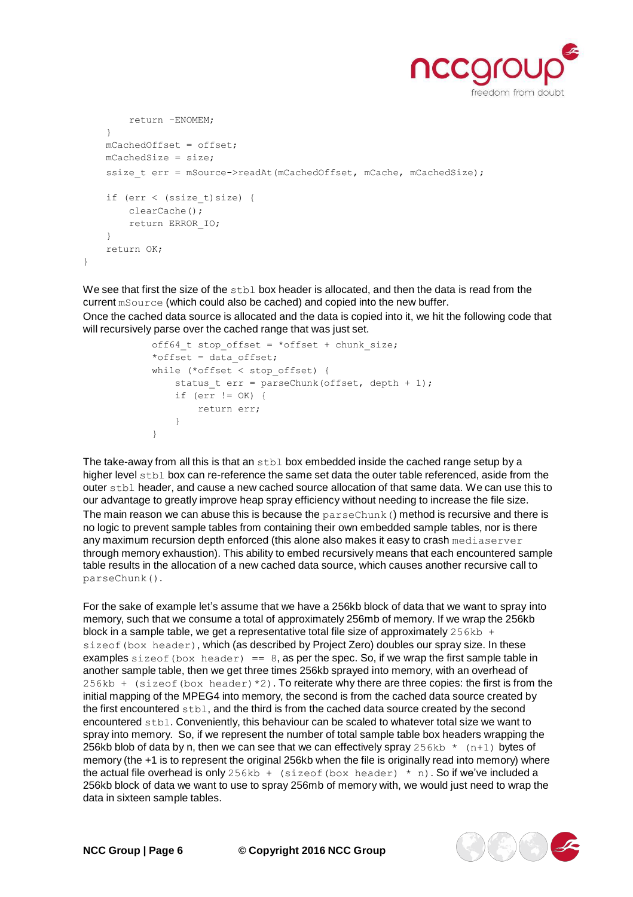```
        return -ENOMEM;
    }
    mCachedOffset = offset;
    mCachedSize = size;
    ssize_t err = mSource->readAt(mCachedOffset, mCache, mCachedSize);

    if (err < (ssize_t)size) {
        clearCache();
        return ERROR_IO;
    }
    return OK;
}
```

We see that first the size of the `stbl` box header is allocated, and then the data is read from the current `mSource` (which could also be cached) and copied into the new buffer.

Once the cached data source is allocated and the data is copied into it, we hit the following code that will recursively parse over the cached range that was just set.

```
off64_t stop_offset = *offset + chunk_size;
*offset = data_offset;
while (*offset < stop_offset) {
    status_t err = parseChunk(offset, depth + 1);
    if (err != OK) {
        return err;
    }
}
```

The take-away from all this is that an `stbl` box embedded inside the cached range setup by a higher level `stbl` box can re-reference the same set data the outer table referenced, aside from the outer `stbl` header, and cause a new cached source allocation of that same data. We can use this to our advantage to greatly improve heap spray efficiency without needing to increase the file size.

The main reason we can abuse this is because the `parseChunk()` method is recursive and there is no logic to prevent sample tables from containing their own embedded sample tables, nor is there any maximum recursion depth enforced (this alone also makes it easy to crash `mediaserver` through memory exhaustion). This ability to embed recursively means that each encountered sample table results in the allocation of a new cached data source, which causes another recursive call to `parseChunk()`.

For the sake of example let's assume that we have a 256kb block of data that we want to spray into memory, such that we consume a total of approximately 256mb of memory. If we wrap the 256kb block in a sample table, we get a representative total file size of approximately `256kb + sizeof(box header)`, which (as described by Project Zero) doubles our spray size. In these examples `sizeof(box header) == 8`, as per the spec. So, if we wrap the first sample table in another sample table, then we get three times 256kb sprayed into memory, with an overhead of `256kb + (sizeof(box header)*2)`. To reiterate why there are three copies: the first is from the initial mapping of the MPEG4 into memory, the second is from the cached data source created by the first encountered `stbl`, and the third is from the cached data source created by the second encountered `stbl`. Conveniently, this behaviour can be scaled to whatever total size we want to spray into memory. So, if we represent the number of total sample table box headers wrapping the 256kb blob of data by n, then we can see that we can effectively spray `256kb * (n+1)` bytes of memory (the +1 is to represent the original 256kb when the file is originally read into memory) where the actual file overhead is only `256kb + (sizeof(box header) * n)`. So if we've included a 256kb block of data we want to use to spray 256mb of memory with, we would just need to wrap the data in sixteen sample tables.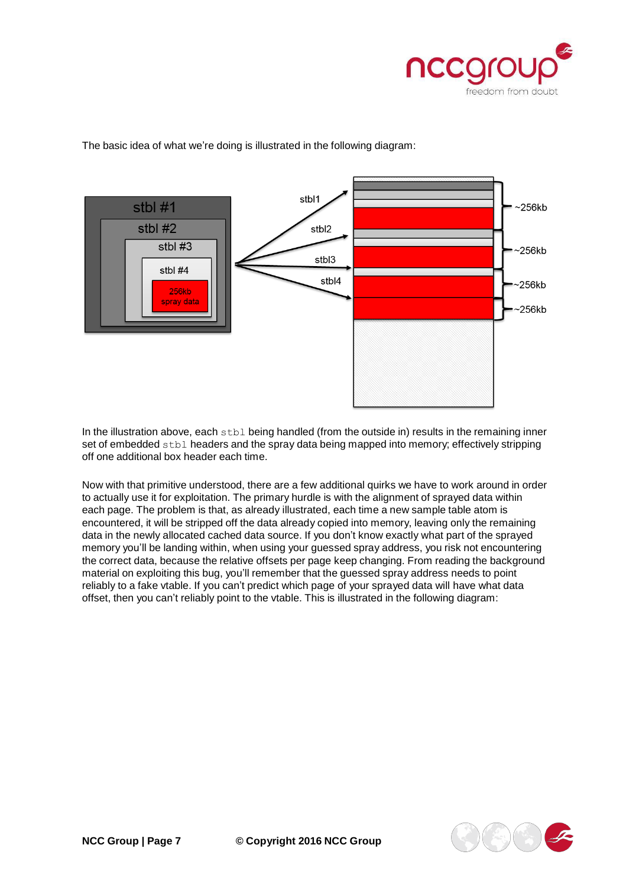The basic idea of what we're doing is illustrated in the following diagram:

In the illustration above, each `stbl` being handled (from the outside in) results in the remaining inner set of embedded `stbl` headers and the spray data being mapped into memory; effectively stripping off one additional box header each time.

Now with that primitive understood, there are a few additional quirks we have to work around in order to actually use it for exploitation. The primary hurdle is with the alignment of sprayed data within each page. The problem is that, as already illustrated, each time a new sample table atom is encountered, it will be stripped off the data already copied into memory, leaving only the remaining data in the newly allocated cached data source. If you don't know exactly what part of the sprayed memory you'll be landing within, when using your guessed spray address, you risk not encountering the correct data, because the relative offsets per page keep changing. From reading the background material on exploiting this bug, you'll remember that the guessed spray address needs to point reliably to a fake vtable. If you can't predict which page of your sprayed data will have what data offset, then you can't reliably point to the vtable. This is illustrated in the following diagram: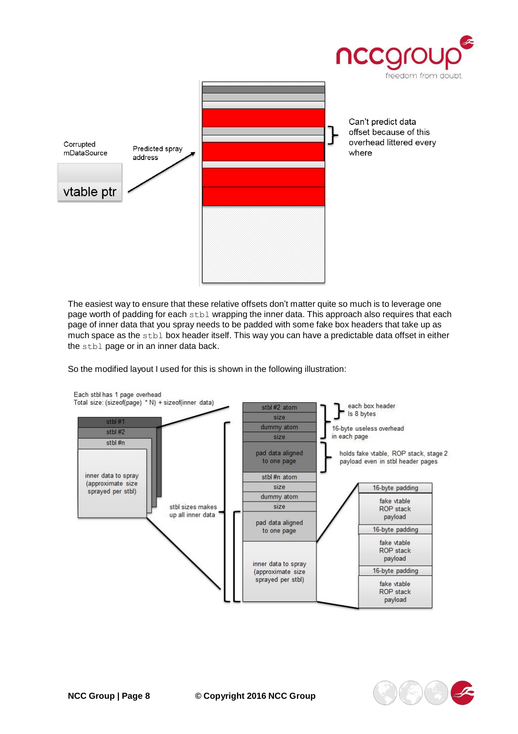Corrupted mDataSource

vtable ptr

Predicted spray address

Can't predict data offset because of this overhead littered every where

The easiest way to ensure that these relative offsets don't matter quite so much is to leverage one page worth of padding for each `stbl` wrapping the inner data. This approach also requires that each page of inner data that you spray needs to be padded with some fake box headers that take up as much space as the `stbl` box header itself. This way you can have a predictable data offset in either the `stbl` page or in an inner data back.

So the modified layout I used for this is shown in the following illustration:

Each stbl has 1 page overhead
Total size: (sizeof(page) * N) + sizeof(inner data)

stbl #1
stbl #2
stbl #n
inner data to spray (approximate size sprayed per stbl)

stbl sizes makes up all inner data

stbl #2 atom
size
dummy atom
size
pad data aligned to one page
stbl #n atom
size
dummy atom
size
pad data aligned to one page
inner data to spray (approximate size sprayed per stbl)

each box header is 8 bytes

16-byte useless overhead in each page

holds fake vtable, ROP stack, stage 2 payload even in stbl header pages

16-byte padding
fake vtable ROP stack payload
16-byte padding
fake vtable ROP stack payload
16-byte padding
fake vtable ROP stack payload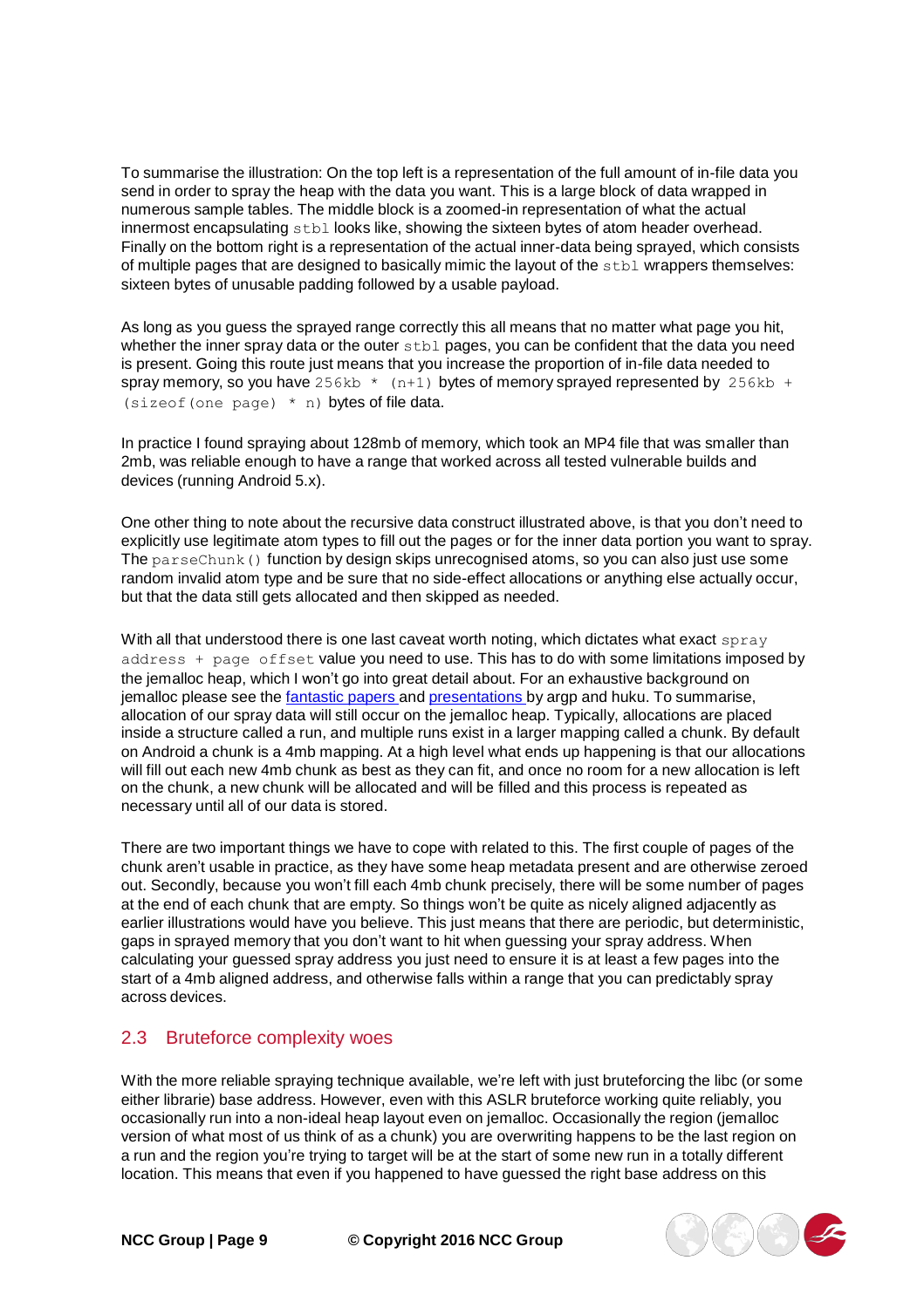To summarise the illustration: On the top left is a representation of the full amount of in-file data you send in order to spray the heap with the data you want. This is a large block of data wrapped in numerous sample tables. The middle block is a zoomed-in representation of what the actual innermost encapsulating `stbl` looks like, showing the sixteen bytes of atom header overhead. Finally on the bottom right is a representation of the actual inner-data being sprayed, which consists of multiple pages that are designed to basically mimic the layout of the `stbl` wrappers themselves: sixteen bytes of unusable padding followed by a usable payload.

As long as you guess the sprayed range correctly this all means that no matter what page you hit, whether the inner spray data or the outer `stbl` pages, you can be confident that the data you need is present. Going this route just means that you increase the proportion of in-file data needed to spray memory, so you have `256kb * (n+1)` bytes of memory sprayed represented by `256kb + (sizeof(one page) * n)` bytes of file data.

In practice I found spraying about 128mb of memory, which took an MP4 file that was smaller than 2mb, was reliable enough to have a range that worked across all tested vulnerable builds and devices (running Android 5.x).

One other thing to note about the recursive data construct illustrated above, is that you don't need to explicitly use legitimate atom types to fill out the pages or for the inner data portion you want to spray. The `parseChunk()` function by design skips unrecognised atoms, so you can also just use some random invalid atom type and be sure that no side-effect allocations or anything else actually occur, but that the data still gets allocated and then skipped as needed.

With all that understood there is one last caveat worth noting, which dictates what exact `spray address + page offset` value you need to use. This has to do with some limitations imposed by the jemalloc heap, which I won't go into great detail about. For an exhaustive background on jemalloc please see the fantastic papers and presentations by argp and huku. To summarise, allocation of our spray data will still occur on the jemalloc heap. Typically, allocations are placed inside a structure called a run, and multiple runs exist in a larger mapping called a chunk. By default on Android a chunk is a 4mb mapping. At a high level what ends up happening is that our allocations will fill out each new 4mb chunk as best as they can fit, and once no room for a new allocation is left on the chunk, a new chunk will be allocated and will be filled and this process is repeated as necessary until all of our data is stored.

There are two important things we have to cope with related to this. The first couple of pages of the chunk aren't usable in practice, as they have some heap metadata present and are otherwise zeroed out. Secondly, because you won't fill each 4mb chunk precisely, there will be some number of pages at the end of each chunk that are empty. So things won't be quite as nicely aligned adjacently as earlier illustrations would have you believe. This just means that there are periodic, but deterministic, gaps in sprayed memory that you don't want to hit when guessing your spray address. When calculating your guessed spray address you just need to ensure it is at least a few pages into the start of a 4mb aligned address, and otherwise falls within a range that you can predictably spray across devices.

## 2.3 Bruteforce complexity woes

With the more reliable spraying technique available, we're left with just bruteforcing the libc (or some either librarie) base address. However, even with this ASLR bruteforce working quite reliably, you occasionally run into a non-ideal heap layout even on jemalloc. Occasionally the region (jemalloc version of what most of us think of as a chunk) you are overwriting happens to be the last region on a run and the region you're trying to target will be at the start of some new run in a totally different location. This means that even if you happened to have guessed the right base address on this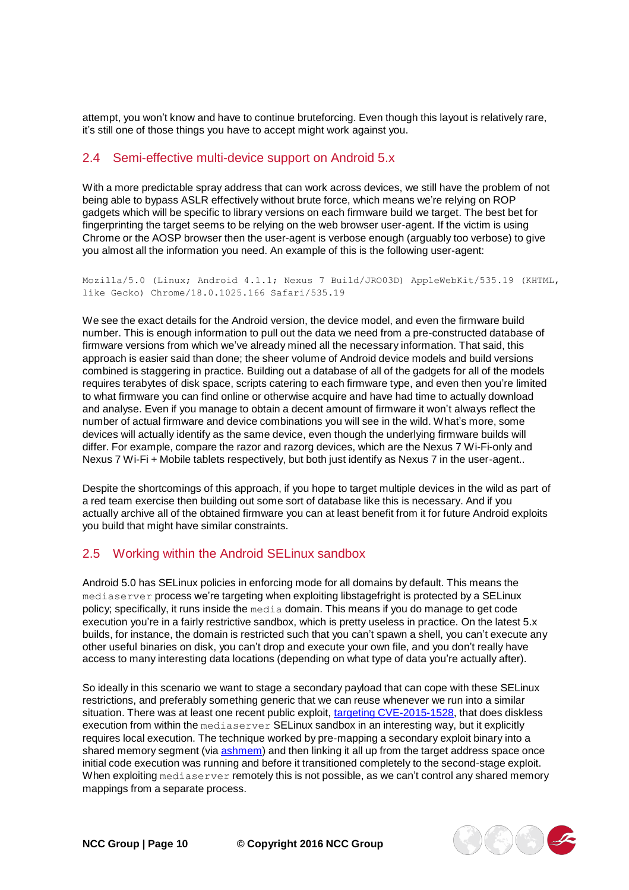attempt, you won't know and have to continue bruteforcing. Even though this layout is relatively rare, it's still one of those things you have to accept might work against you.

## 2.4 Semi-effective multi-device support on Android 5.x

With a more predictable spray address that can work across devices, we still have the problem of not being able to bypass ASLR effectively without brute force, which means we're relying on ROP gadgets which will be specific to library versions on each firmware build we target. The best bet for fingerprinting the target seems to be relying on the web browser user-agent. If the victim is using Chrome or the AOSP browser then the user-agent is verbose enough (arguably too verbose) to give you almost all the information you need. An example of this is the following user-agent:

```
Mozilla/5.0 (Linux; Android 4.1.1; Nexus 7 Build/JRO03D) AppleWebKit/535.19 (KHTML, like Gecko) Chrome/18.0.1025.166 Safari/535.19
```

We see the exact details for the Android version, the device model, and even the firmware build number. This is enough information to pull out the data we need from a pre-constructed database of firmware versions from which we've already mined all the necessary information. That said, this approach is easier said than done; the sheer volume of Android device models and build versions combined is staggering in practice. Building out a database of all of the gadgets for all of the models requires terabytes of disk space, scripts catering to each firmware type, and even then you're limited to what firmware you can find online or otherwise acquire and have had time to actually download and analyse. Even if you manage to obtain a decent amount of firmware it won't always reflect the number of actual firmware and device combinations you will see in the wild. What's more, some devices will actually identify as the same device, even though the underlying firmware builds will differ. For example, compare the razor and razorg devices, which are the Nexus 7 Wi-Fi-only and Nexus 7 Wi-Fi + Mobile tablets respectively, but both just identify as Nexus 7 in the user-agent..

Despite the shortcomings of this approach, if you hope to target multiple devices in the wild as part of a red team exercise then building out some sort of database like this is necessary. And if you actually archive all of the obtained firmware you can at least benefit from it for future Android exploits you build that might have similar constraints.

## 2.5 Working within the Android SELinux sandbox

Android 5.0 has SELinux policies in enforcing mode for all domains by default. This means the `mediaserver` process we're targeting when exploiting libstagefright is protected by a SELinux policy; specifically, it runs inside the `media` domain. This means if you do manage to get code execution you're in a fairly restrictive sandbox, which is pretty useless in practice. On the latest 5.x builds, for instance, the domain is restricted such that you can't spawn a shell, you can't execute any other useful binaries on disk, you can't drop and execute your own file, and you don't really have access to many interesting data locations (depending on what type of data you're actually after).

So ideally in this scenario we want to stage a secondary payload that can cope with these SELinux restrictions, and preferably something generic that we can reuse whenever we run into a similar situation. There was at least one recent public exploit, [targeting CVE-2015-1528], that does diskless execution from within the `mediaserver` SELinux sandbox in an interesting way, but it explicitly requires local execution. The technique worked by pre-mapping a secondary exploit binary into a shared memory segment (via [ashmem]) and then linking it all up from the target address space once initial code execution was running and before it transitioned completely to the second-stage exploit. When exploiting `mediaserver` remotely this is not possible, as we can't control any shared memory mappings from a separate process.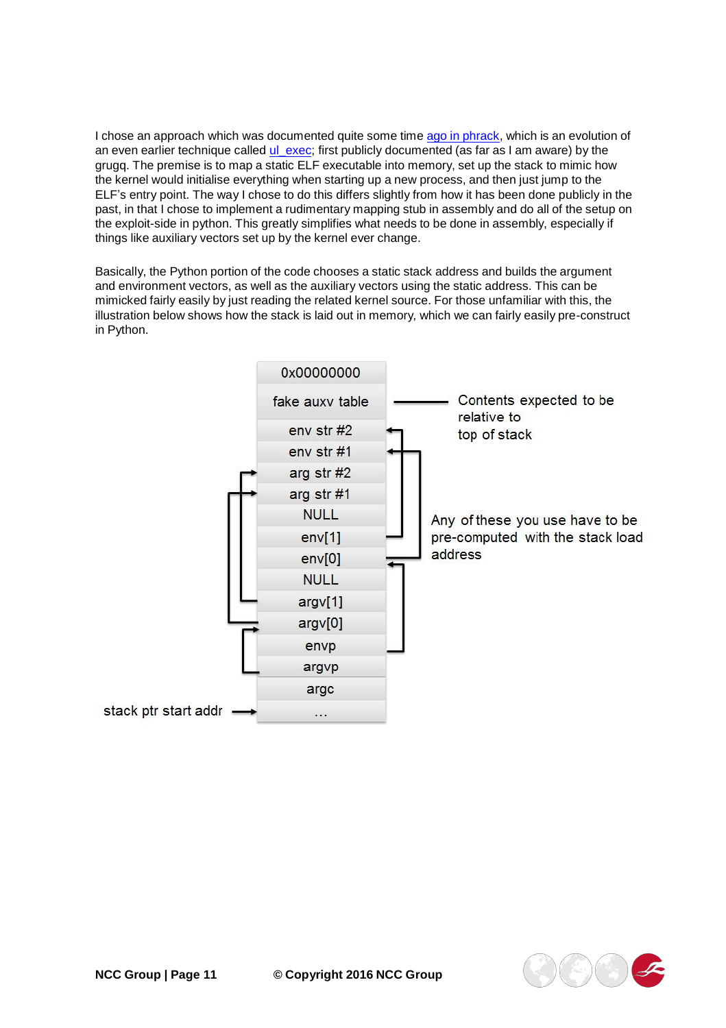I chose an approach which was documented quite some time ago in phrack, which is an evolution of an even earlier technique called ul_exec; first publicly documented (as far as I am aware) by the grugq. The premise is to map a static ELF executable into memory, set up the stack to mimic how the kernel would initialise everything when starting up a new process, and then just jump to the ELF's entry point. The way I chose to do this differs slightly from how it has been done publicly in the past, in that I chose to implement a rudimentary mapping stub in assembly and do all of the setup on the exploit-side in python. This greatly simplifies what needs to be done in assembly, especially if things like auxiliary vectors set up by the kernel ever change.

Basically, the Python portion of the code chooses a static stack address and builds the argument and environment vectors, as well as the auxiliary vectors using the static address. This can be mimicked fairly easily by just reading the related kernel source. For those unfamiliar with this, the illustration below shows how the stack is laid out in memory, which we can fairly easily pre-construct in Python.

```
                    +----------------+
                    |   0x00000000   |
                    +----------------+
                    | fake auxv table| ---- Contents expected to be
                    +----------------+      relative to
                    |   env str #2   |      top of stack
                    +----------------+
                    |   env str #1   |
                    +----------------+
                    |   arg str #2   |
                    +----------------+
                    |   arg str #1   |
                    +----------------+
                    |      NULL      |      Any of these you use have to be
                    +----------------+      pre-computed with the stack load
                    |     env[1]     |      address
                    +----------------+
                    |     env[0]     |
                    +----------------+
                    |      NULL      |
                    +----------------+
                    |    argv[1]     |
                    +----------------+
                    |    argv[0]     |
                    +----------------+
                    |      envp      |
                    +----------------+
                    |     argvp      |
                    +----------------+
                    |      argc      |
                    +----------------+
stack ptr start addr --> |  ...     |
                    +----------------+
```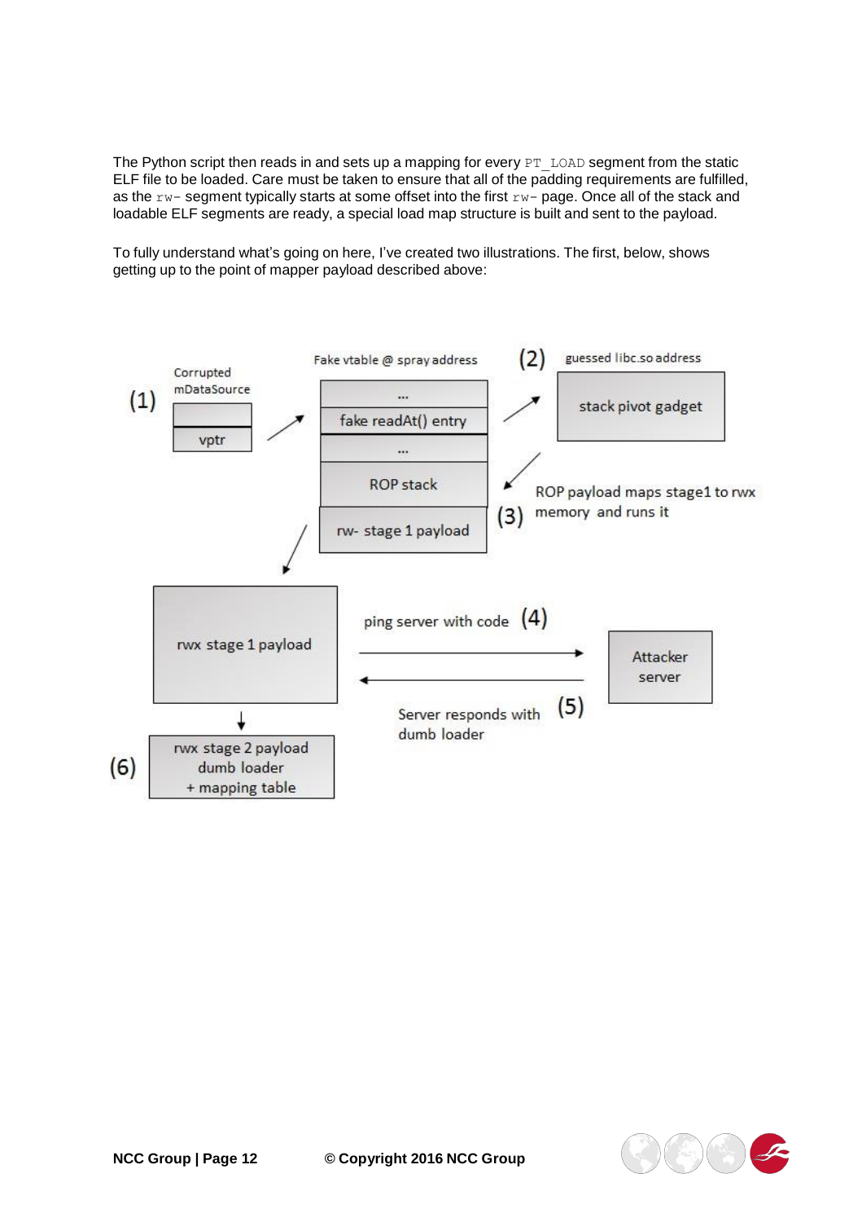The Python script then reads in and sets up a mapping for every `PT_LOAD` segment from the static ELF file to be loaded. Care must be taken to ensure that all of the padding requirements are fulfilled, as the `rw-` segment typically starts at some offset into the first `rw-` page. Once all of the stack and loadable ELF segments are ready, a special load map structure is built and sent to the payload.

To fully understand what's going on here, I've created two illustrations. The first, below, shows getting up to the point of mapper payload described above: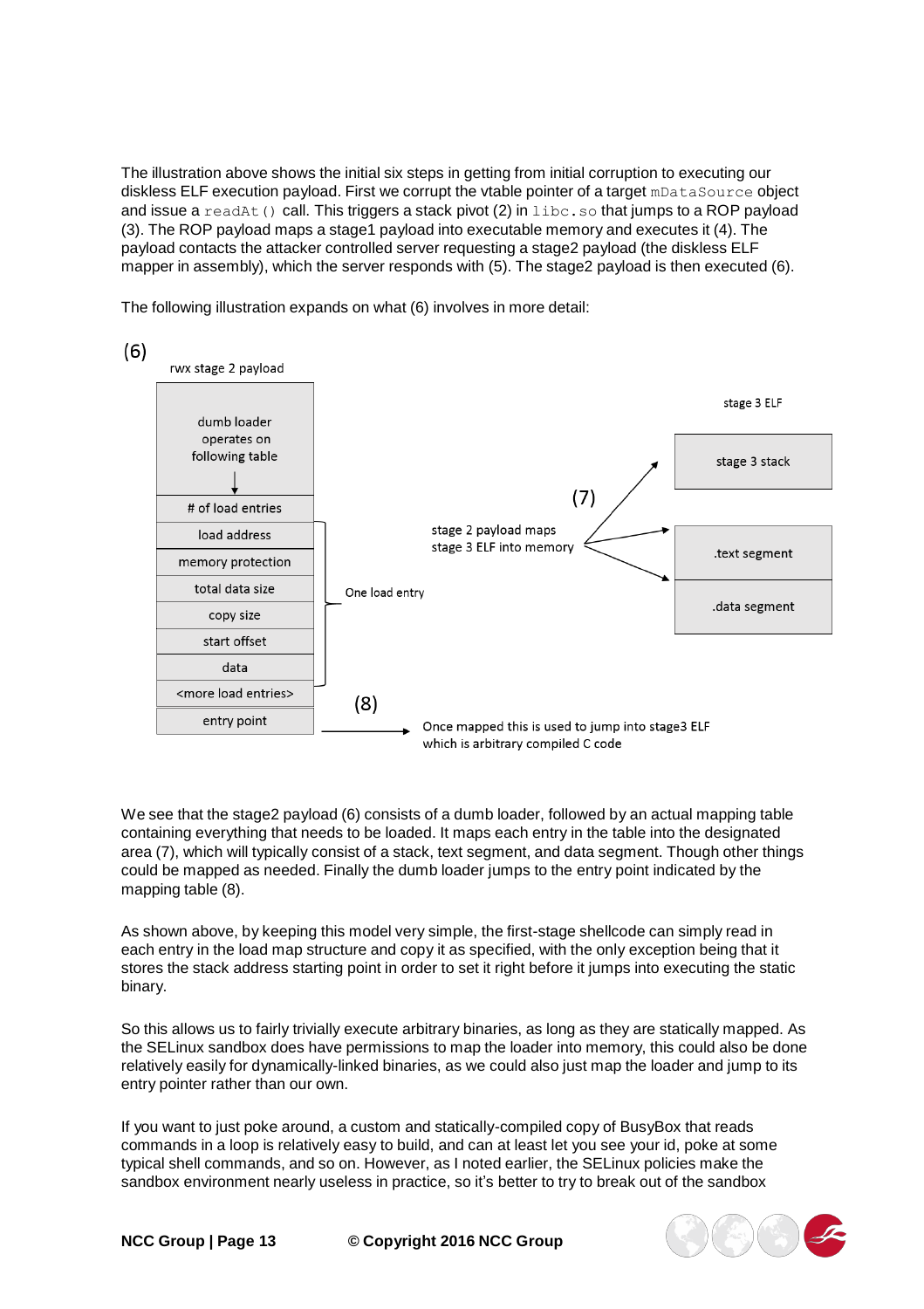The illustration above shows the initial six steps in getting from initial corruption to executing our diskless ELF execution payload. First we corrupt the vtable pointer of a target `mDataSource` object and issue a `readAt()` call. This triggers a stack pivot (2) in `libc.so` that jumps to a ROP payload (3). The ROP payload maps a stage1 payload into executable memory and executes it (4). The payload contacts the attacker controlled server requesting a stage2 payload (the diskless ELF mapper in assembly), which the server responds with (5). The stage2 payload is then executed (6).

The following illustration expands on what (6) involves in more detail:

(6)

rwx stage 2 payload

| dumb loader operates on following table |
| --- |
| # of load entries |
| load address |
| memory protection |
| total data size |
| copy size |
| start offset |
| data |
| <more load entries> |
| entry point |

One load entry

(7) stage 2 payload maps stage 3 ELF into memory

stage 3 ELF: stage 3 stack, .text segment, .data segment

(8) Once mapped this is used to jump into stage3 ELF which is arbitrary compiled C code

We see that the stage2 payload (6) consists of a dumb loader, followed by an actual mapping table containing everything that needs to be loaded. It maps each entry in the table into the designated area (7), which will typically consist of a stack, text segment, and data segment. Though other things could be mapped as needed. Finally the dumb loader jumps to the entry point indicated by the mapping table (8).

As shown above, by keeping this model very simple, the first-stage shellcode can simply read in each entry in the load map structure and copy it as specified, with the only exception being that it stores the stack address starting point in order to set it right before it jumps into executing the static binary.

So this allows us to fairly trivially execute arbitrary binaries, as long as they are statically mapped. As the SELinux sandbox does have permissions to map the loader into memory, this could also be done relatively easily for dynamically-linked binaries, as we could also just map the loader and jump to its entry pointer rather than our own.

If you want to just poke around, a custom and statically-compiled copy of BusyBox that reads commands in a loop is relatively easy to build, and can at least let you see your id, poke at some typical shell commands, and so on. However, as I noted earlier, the SELinux policies make the sandbox environment nearly useless in practice, so it's better to try to break out of the sandbox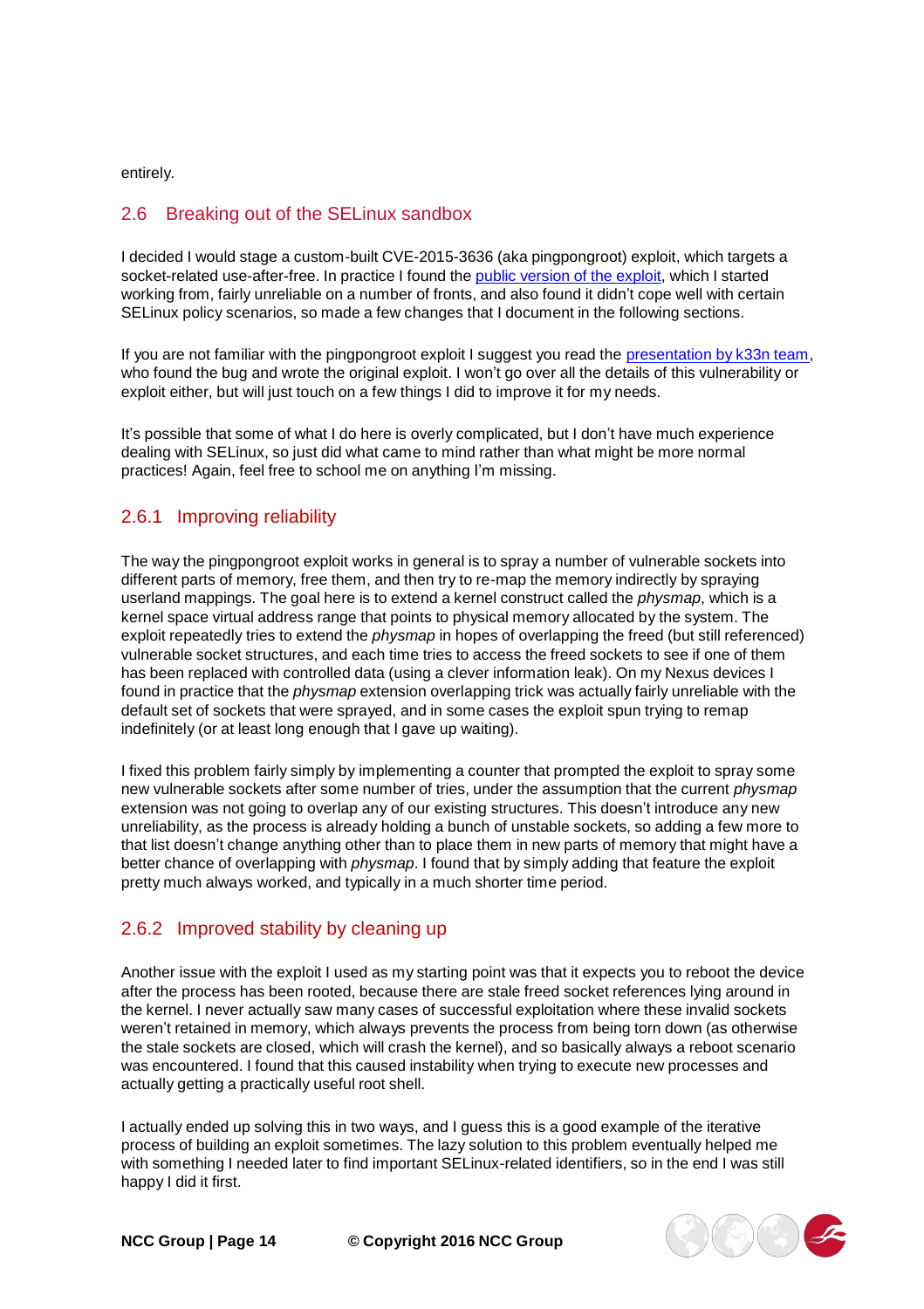entirely.

## 2.6 Breaking out of the SELinux sandbox

I decided I would stage a custom-built CVE-2015-3636 (aka pingpongroot) exploit, which targets a socket-related use-after-free. In practice I found the public version of the exploit, which I started working from, fairly unreliable on a number of fronts, and also found it didn't cope well with certain SELinux policy scenarios, so made a few changes that I document in the following sections.

If you are not familiar with the pingpongroot exploit I suggest you read the presentation by k33n team, who found the bug and wrote the original exploit. I won't go over all the details of this vulnerability or exploit either, but will just touch on a few things I did to improve it for my needs.

It's possible that some of what I do here is overly complicated, but I don't have much experience dealing with SELinux, so just did what came to mind rather than what might be more normal practices! Again, feel free to school me on anything I'm missing.

### 2.6.1 Improving reliability

The way the pingpongroot exploit works in general is to spray a number of vulnerable sockets into different parts of memory, free them, and then try to re-map the memory indirectly by spraying userland mappings. The goal here is to extend a kernel construct called the *physmap*, which is a kernel space virtual address range that points to physical memory allocated by the system. The exploit repeatedly tries to extend the *physmap* in hopes of overlapping the freed (but still referenced) vulnerable socket structures, and each time tries to access the freed sockets to see if one of them has been replaced with controlled data (using a clever information leak). On my Nexus devices I found in practice that the *physmap* extension overlapping trick was actually fairly unreliable with the default set of sockets that were sprayed, and in some cases the exploit spun trying to remap indefinitely (or at least long enough that I gave up waiting).

I fixed this problem fairly simply by implementing a counter that prompted the exploit to spray some new vulnerable sockets after some number of tries, under the assumption that the current *physmap* extension was not going to overlap any of our existing structures. This doesn't introduce any new unreliability, as the process is already holding a bunch of unstable sockets, so adding a few more to that list doesn't change anything other than to place them in new parts of memory that might have a better chance of overlapping with *physmap*. I found that by simply adding that feature the exploit pretty much always worked, and typically in a much shorter time period.

### 2.6.2 Improved stability by cleaning up

Another issue with the exploit I used as my starting point was that it expects you to reboot the device after the process has been rooted, because there are stale freed socket references lying around in the kernel. I never actually saw many cases of successful exploitation where these invalid sockets weren't retained in memory, which always prevents the process from being torn down (as otherwise the stale sockets are closed, which will crash the kernel), and so basically always a reboot scenario was encountered. I found that this caused instability when trying to execute new processes and actually getting a practically useful root shell.

I actually ended up solving this in two ways, and I guess this is a good example of the iterative process of building an exploit sometimes. The lazy solution to this problem eventually helped me with something I needed later to find important SELinux-related identifiers, so in the end I was still happy I did it first.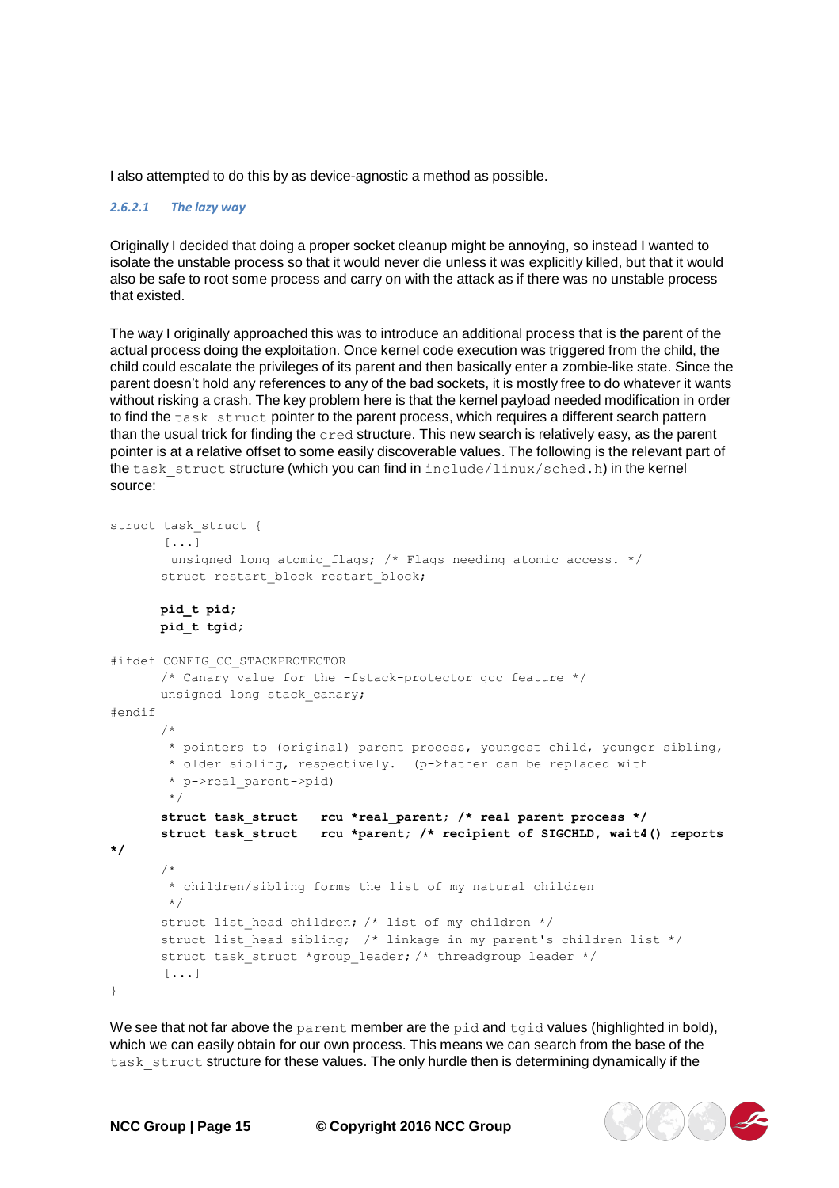I also attempted to do this by as device-agnostic a method as possible.

#### *2.6.2.1 The lazy way*

Originally I decided that doing a proper socket cleanup might be annoying, so instead I wanted to isolate the unstable process so that it would never die unless it was explicitly killed, but that it would also be safe to root some process and carry on with the attack as if there was no unstable process that existed.

The way I originally approached this was to introduce an additional process that is the parent of the actual process doing the exploitation. Once kernel code execution was triggered from the child, the child could escalate the privileges of its parent and then basically enter a zombie-like state. Since the parent doesn't hold any references to any of the bad sockets, it is mostly free to do whatever it wants without risking a crash. The key problem here is that the kernel payload needed modification in order to find the `task_struct` pointer to the parent process, which requires a different search pattern than the usual trick for finding the `cred` structure. This new search is relatively easy, as the parent pointer is at a relative offset to some easily discoverable values. The following is the relevant part of the `task_struct` structure (which you can find in `include/linux/sched.h`) in the kernel source:

```
struct task_struct {
        [...]
         unsigned long atomic_flags; /* Flags needing atomic access. */
        struct restart_block restart_block;

        pid_t pid;
        pid_t tgid;

#ifdef CONFIG_CC_STACKPROTECTOR
        /* Canary value for the -fstack-protector gcc feature */
        unsigned long stack_canary;
#endif
        /*
         * pointers to (original) parent process, youngest child, younger sibling,
         * older sibling, respectively.  (p->father can be replaced with
         * p->real_parent->pid)
         */
        struct task_struct   rcu *real_parent; /* real parent process */
        struct task_struct   rcu *parent; /* recipient of SIGCHLD, wait4() reports
*/
        /*
         * children/sibling forms the list of my natural children
         */
        struct list_head children; /* list of my children */
        struct list_head sibling;  /* linkage in my parent's children list */
        struct task_struct *group_leader; /* threadgroup leader */
        [...]
}
```

We see that not far above the `parent` member are the `pid` and `tgid` values (highlighted in bold), which we can easily obtain for our own process. This means we can search from the base of the `task_struct` structure for these values. The only hurdle then is determining dynamically if the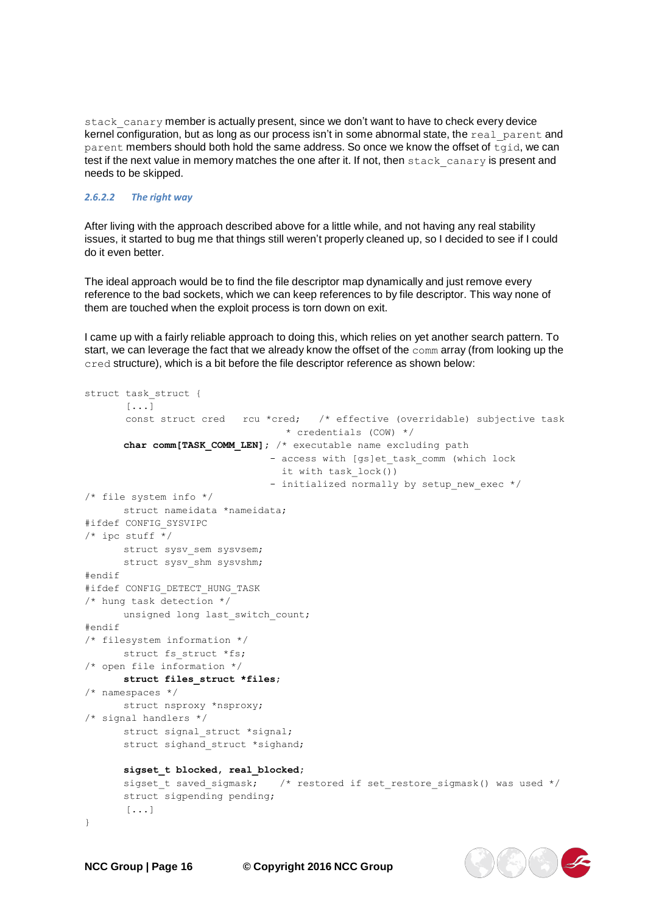`stack_canary` member is actually present, since we don't want to have to check every device kernel configuration, but as long as our process isn't in some abnormal state, the `real_parent` and `parent` members should both hold the same address. So once we know the offset of `tgid`, we can test if the next value in memory matches the one after it. If not, then `stack_canary` is present and needs to be skipped.

#### *2.6.2.2 The right way*

After living with the approach described above for a little while, and not having any real stability issues, it started to bug me that things still weren't properly cleaned up, so I decided to see if I could do it even better.

The ideal approach would be to find the file descriptor map dynamically and just remove every reference to the bad sockets, which we can keep references to by file descriptor. This way none of them are touched when the exploit process is torn down on exit.

I came up with a fairly reliable approach to doing this, which relies on yet another search pattern. To start, we can leverage the fact that we already know the offset of the `comm` array (from looking up the `cred` structure), which is a bit before the file descriptor reference as shown below:

```
struct task_struct {
        [...]
        const struct cred   rcu *cred;   /* effective (overridable) subjective task
                                          * credentials (COW) */
       char comm[TASK_COMM_LEN]; /* executable name excluding path
                                  - access with [gs]et_task_comm (which lock
                                    it with task_lock())
                                  - initialized normally by setup_new_exec */
/* file system info */
       struct nameidata *nameidata;
#ifdef CONFIG_SYSVIPC
/* ipc stuff */
       struct sysv_sem sysvsem;
       struct sysv_shm sysvshm;
#endif
#ifdef CONFIG_DETECT_HUNG_TASK
/* hung task detection */
       unsigned long last_switch_count;
#endif
/* filesystem information */
       struct fs_struct *fs;
/* open file information */
       struct files_struct *files;
/* namespaces */
       struct nsproxy *nsproxy;
/* signal handlers */
       struct signal_struct *signal;
       struct sighand_struct *sighand;

       sigset_t blocked, real_blocked;
       sigset_t saved_sigmask;    /* restored if set_restore_sigmask() was used */
       struct sigpending pending;
        [...]
}
```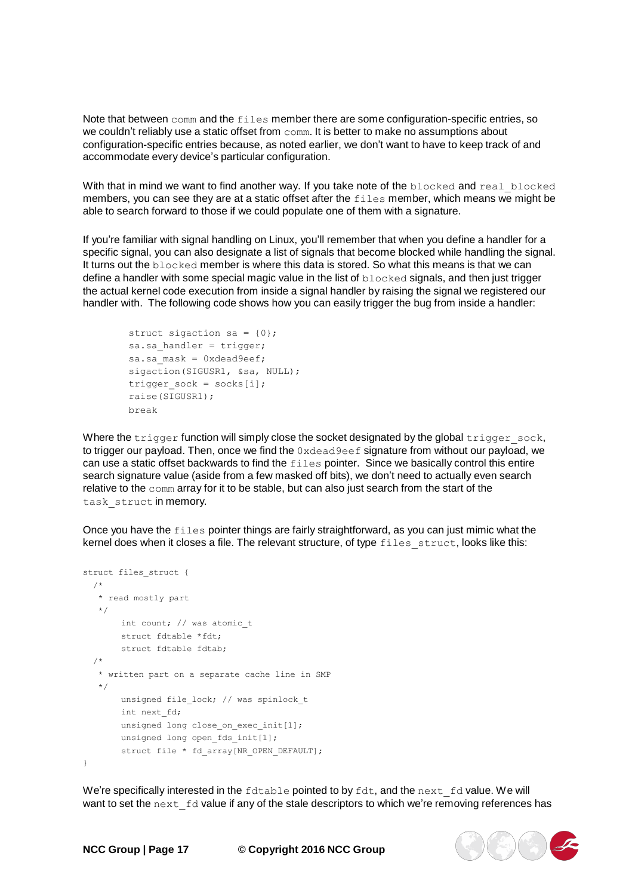Note that between `comm` and the `files` member there are some configuration-specific entries, so we couldn't reliably use a static offset from `comm`. It is better to make no assumptions about configuration-specific entries because, as noted earlier, we don't want to have to keep track of and accommodate every device's particular configuration.

With that in mind we want to find another way. If you take note of the `blocked` and `real_blocked` members, you can see they are at a static offset after the `files` member, which means we might be able to search forward to those if we could populate one of them with a signature.

If you're familiar with signal handling on Linux, you'll remember that when you define a handler for a specific signal, you can also designate a list of signals that become blocked while handling the signal. It turns out the `blocked` member is where this data is stored. So what this means is that we can define a handler with some special magic value in the list of `blocked` signals, and then just trigger the actual kernel code execution from inside a signal handler by raising the signal we registered our handler with. The following code shows how you can easily trigger the bug from inside a handler:

```
struct sigaction sa = {0};
sa.sa_handler = trigger;
sa.sa_mask = 0xdead9eef;
sigaction(SIGUSR1, &sa, NULL);
trigger_sock = socks[i];
raise(SIGUSR1);
break
```

Where the `trigger` function will simply close the socket designated by the global `trigger_sock`, to trigger our payload. Then, once we find the `0xdead9eef` signature from without our payload, we can use a static offset backwards to find the `files` pointer. Since we basically control this entire search signature value (aside from a few masked off bits), we don't need to actually even search relative to the `comm` array for it to be stable, but can also just search from the start of the `task_struct` in memory.

Once you have the `files` pointer things are fairly straightforward, as you can just mimic what the kernel does when it closes a file. The relevant structure, of type `files_struct`, looks like this:

```
struct files_struct {
  /*
   * read mostly part
   */
      int count; // was atomic_t
      struct fdtable *fdt;
      struct fdtable fdtab;
  /*
   * written part on a separate cache line in SMP
   */
      unsigned file_lock; // was spinlock_t
      int next_fd;
      unsigned long close_on_exec_init[1];
      unsigned long open_fds_init[1];
      struct file * fd_array[NR_OPEN_DEFAULT];
}
```

We're specifically interested in the `fdtable` pointed to by `fdt`, and the `next_fd` value. We will want to set the `next_fd` value if any of the stale descriptors to which we're removing references has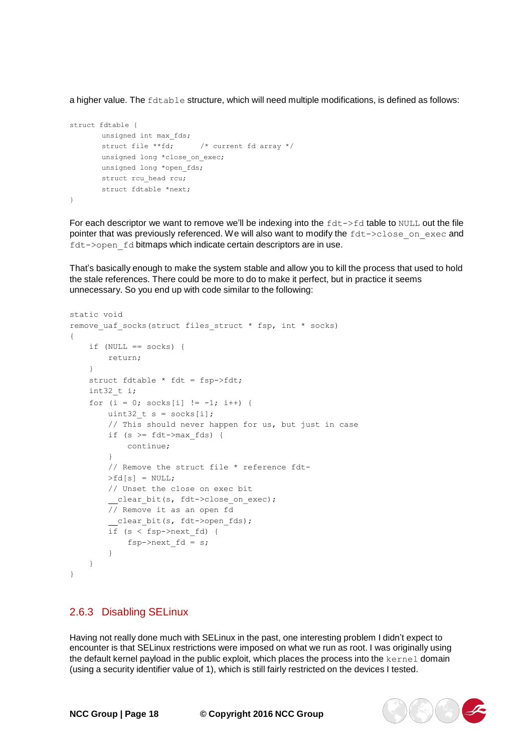a higher value. The `fdtable` structure, which will need multiple modifications, is defined as follows:

```
struct fdtable {
        unsigned int max_fds;
        struct file **fd;       /* current fd array */
        unsigned long *close_on_exec;
        unsigned long *open_fds;
        struct rcu_head rcu;
        struct fdtable *next;
}
```

For each descriptor we want to remove we'll be indexing into the `fdt->fd` table to `NULL` out the file pointer that was previously referenced. We will also want to modify the `fdt->close_on_exec` and `fdt->open_fd` bitmaps which indicate certain descriptors are in use.

That's basically enough to make the system stable and allow you to kill the process that used to hold the stale references. There could be more to do to make it perfect, but in practice it seems unnecessary. So you end up with code similar to the following:

```
static void
remove_uaf_socks(struct files_struct * fsp, int * socks)
{
    if (NULL == socks) {
        return;
    }
    struct fdtable * fdt = fsp->fdt;
    int32_t i;
    for (i = 0; socks[i] != -1; i++) {
        uint32_t s = socks[i];
        // This should never happen for us, but just in case
        if (s >= fdt->max_fds) {
            continue;
        }
        // Remove the struct file * reference fdt-
        >fd[s] = NULL;
        // Unset the close on exec bit
        __clear_bit(s, fdt->close_on_exec);
        // Remove it as an open fd
        __clear_bit(s, fdt->open_fds);
        if (s < fsp->next_fd) {
            fsp->next_fd = s;
        }
    }
}
```

### 2.6.3 Disabling SELinux

Having not really done much with SELinux in the past, one interesting problem I didn't expect to encounter is that SELinux restrictions were imposed on what we run as root. I was originally using the default kernel payload in the public exploit, which places the process into the `kernel` domain (using a security identifier value of 1), which is still fairly restricted on the devices I tested.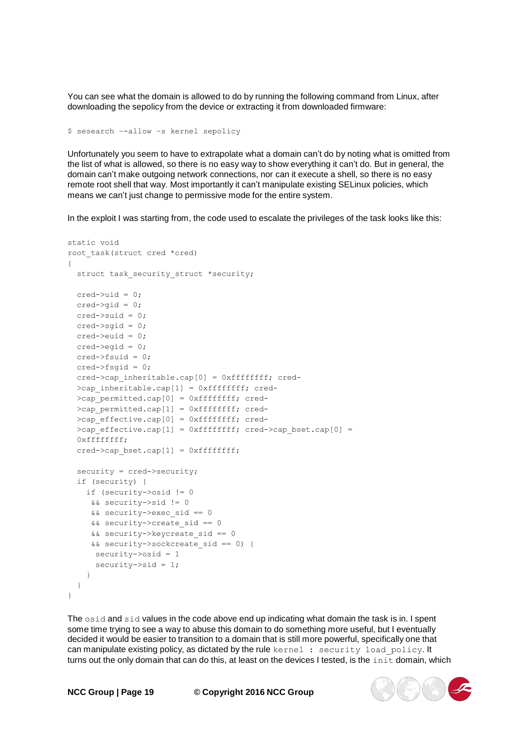You can see what the domain is allowed to do by running the following command from Linux, after downloading the sepolicy from the device or extracting it from downloaded firmware:

```
$ sesearch --allow -s kernel sepolicy
```

Unfortunately you seem to have to extrapolate what a domain can't do by noting what is omitted from the list of what is allowed, so there is no easy way to show everything it can't do. But in general, the domain can't make outgoing network connections, nor can it execute a shell, so there is no easy remote root shell that way. Most importantly it can't manipulate existing SELinux policies, which means we can't just change to permissive mode for the entire system.

In the exploit I was starting from, the code used to escalate the privileges of the task looks like this:

```
static void
root_task(struct cred *cred)
{
  struct task_security_struct *security;

  cred->uid = 0;
  cred->gid = 0;
  cred->suid = 0;
  cred->sgid = 0;
  cred->euid = 0;
  cred->egid = 0;
  cred->fsuid = 0;
  cred->fsgid = 0;
  cred->cap_inheritable.cap[0] = 0xffffffff; cred-
  >cap_inheritable.cap[1] = 0xffffffff; cred-
  >cap_permitted.cap[0] = 0xffffffff; cred-
  >cap_permitted.cap[1] = 0xffffffff; cred-
  >cap_effective.cap[0] = 0xffffffff; cred-
  >cap_effective.cap[1] = 0xffffffff; cred->cap_bset.cap[0] =
  0xffffffff;
  cred->cap_bset.cap[1] = 0xffffffff;

  security = cred->security;
  if (security) {
    if (security->osid != 0
     && security->sid != 0
     && security->exec_sid == 0
     && security->create_sid == 0
     && security->keycreate_sid == 0
     && security->sockcreate_sid == 0) {
      security->osid = 1
      security->sid = 1;
    }
  }
}
```

The `osid` and `sid` values in the code above end up indicating what domain the task is in. I spent some time trying to see a way to abuse this domain to do something more useful, but I eventually decided it would be easier to transition to a domain that is still more powerful, specifically one that can manipulate existing policy, as dictated by the rule `kernel : security load_policy`. It turns out the only domain that can do this, at least on the devices I tested, is the `init` domain, which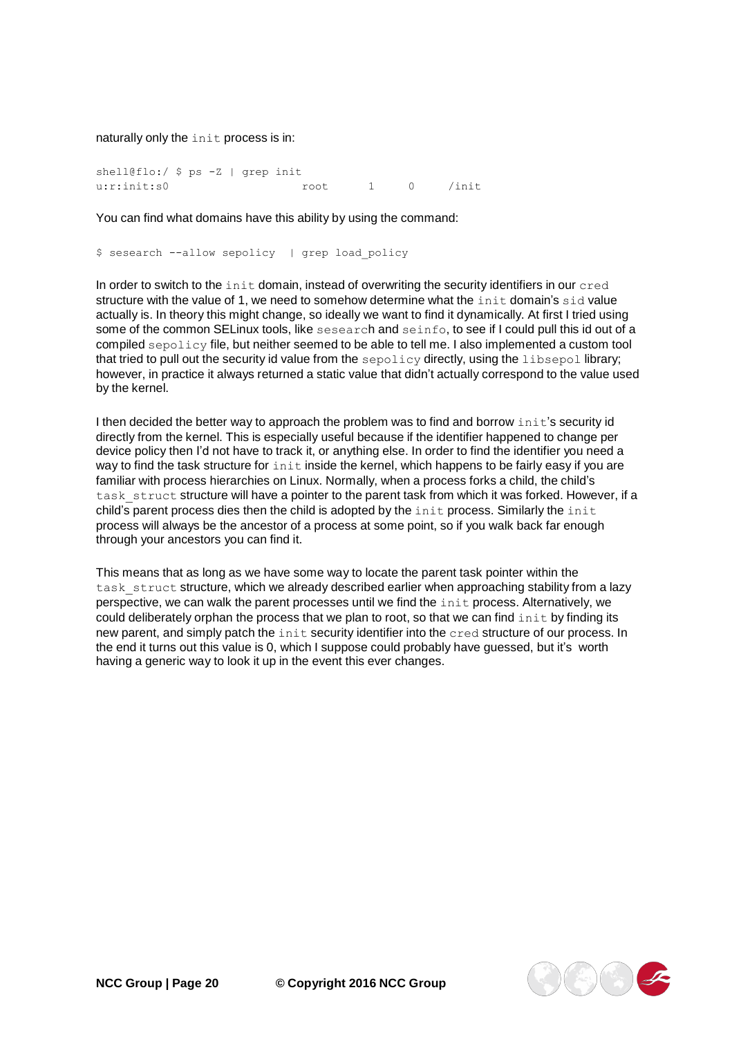naturally only the `init` process is in:

```
shell@flo:/ $ ps -Z | grep init
u:r:init:s0                    root      1      0      /init
```

You can find what domains have this ability by using the command:

```
$ sesearch --allow sepolicy  | grep load_policy
```

In order to switch to the `init` domain, instead of overwriting the security identifiers in our `cred` structure with the value of 1, we need to somehow determine what the `init` domain's `sid` value actually is. In theory this might change, so ideally we want to find it dynamically. At first I tried using some of the common SELinux tools, like `sesearch` and `seinfo`, to see if I could pull this id out of a compiled `sepolicy` file, but neither seemed to be able to tell me. I also implemented a custom tool that tried to pull out the security id value from the `sepolicy` directly, using the `libsepol` library; however, in practice it always returned a static value that didn't actually correspond to the value used by the kernel.

I then decided the better way to approach the problem was to find and borrow `init`'s security id directly from the kernel. This is especially useful because if the identifier happened to change per device policy then I'd not have to track it, or anything else. In order to find the identifier you need a way to find the task structure for `init` inside the kernel, which happens to be fairly easy if you are familiar with process hierarchies on Linux. Normally, when a process forks a child, the child's `task_struct` structure will have a pointer to the parent task from which it was forked. However, if a child's parent process dies then the child is adopted by the `init` process. Similarly the `init` process will always be the ancestor of a process at some point, so if you walk back far enough through your ancestors you can find it.

This means that as long as we have some way to locate the parent task pointer within the `task_struct` structure, which we already described earlier when approaching stability from a lazy perspective, we can walk the parent processes until we find the `init` process. Alternatively, we could deliberately orphan the process that we plan to root, so that we can find `init` by finding its new parent, and simply patch the `init` security identifier into the `cred` structure of our process. In the end it turns out this value is 0, which I suppose could probably have guessed, but it's worth having a generic way to look it up in the event this ever changes.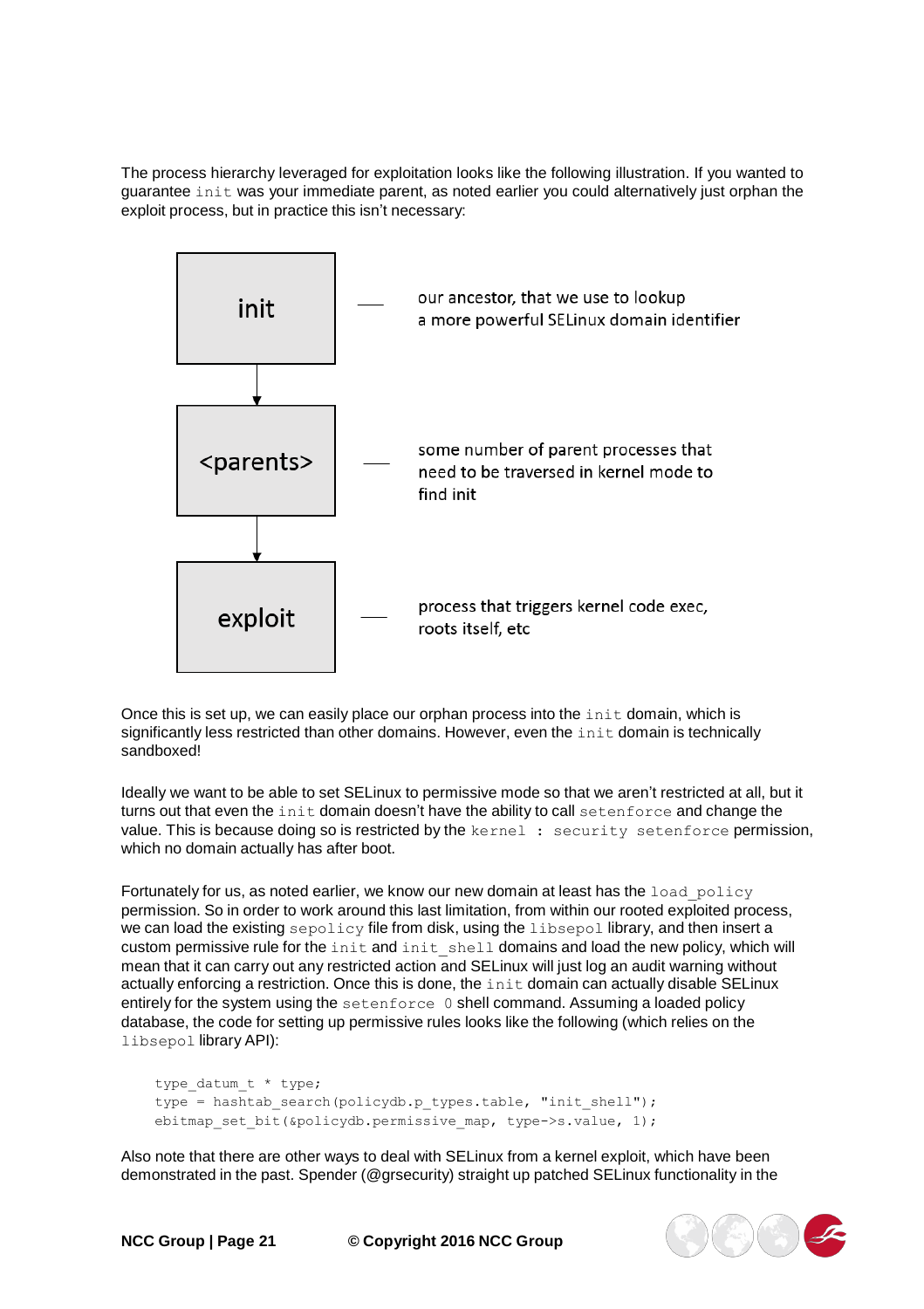The process hierarchy leveraged for exploitation looks like the following illustration. If you wanted to guarantee `init` was your immediate parent, as noted earlier you could alternatively just orphan the exploit process, but in practice this isn't necessary:

- **init** — our ancestor, that we use to lookup a more powerful SELinux domain identifier
- **<parents>** — some number of parent processes that need to be traversed in kernel mode to find init
- **exploit** — process that triggers kernel code exec, roots itself, etc

Once this is set up, we can easily place our orphan process into the `init` domain, which is significantly less restricted than other domains. However, even the `init` domain is technically sandboxed!

Ideally we want to be able to set SELinux to permissive mode so that we aren't restricted at all, but it turns out that even the `init` domain doesn't have the ability to call `setenforce` and change the value. This is because doing so is restricted by the `kernel : security setenforce` permission, which no domain actually has after boot.

Fortunately for us, as noted earlier, we know our new domain at least has the `load_policy` permission. So in order to work around this last limitation, from within our rooted exploited process, we can load the existing `sepolicy` file from disk, using the `libsepol` library, and then insert a custom permissive rule for the `init` and `init_shell` domains and load the new policy, which will mean that it can carry out any restricted action and SELinux will just log an audit warning without actually enforcing a restriction. Once this is done, the `init` domain can actually disable SELinux entirely for the system using the `setenforce 0` shell command. Assuming a loaded policy database, the code for setting up permissive rules looks like the following (which relies on the `libsepol` library API):

```
type_datum_t * type;
type = hashtab_search(policydb.p_types.table, "init_shell");
ebitmap_set_bit(&policydb.permissive_map, type->s.value, 1);
```

Also note that there are other ways to deal with SELinux from a kernel exploit, which have been demonstrated in the past. Spender (@grsecurity) straight up patched SELinux functionality in the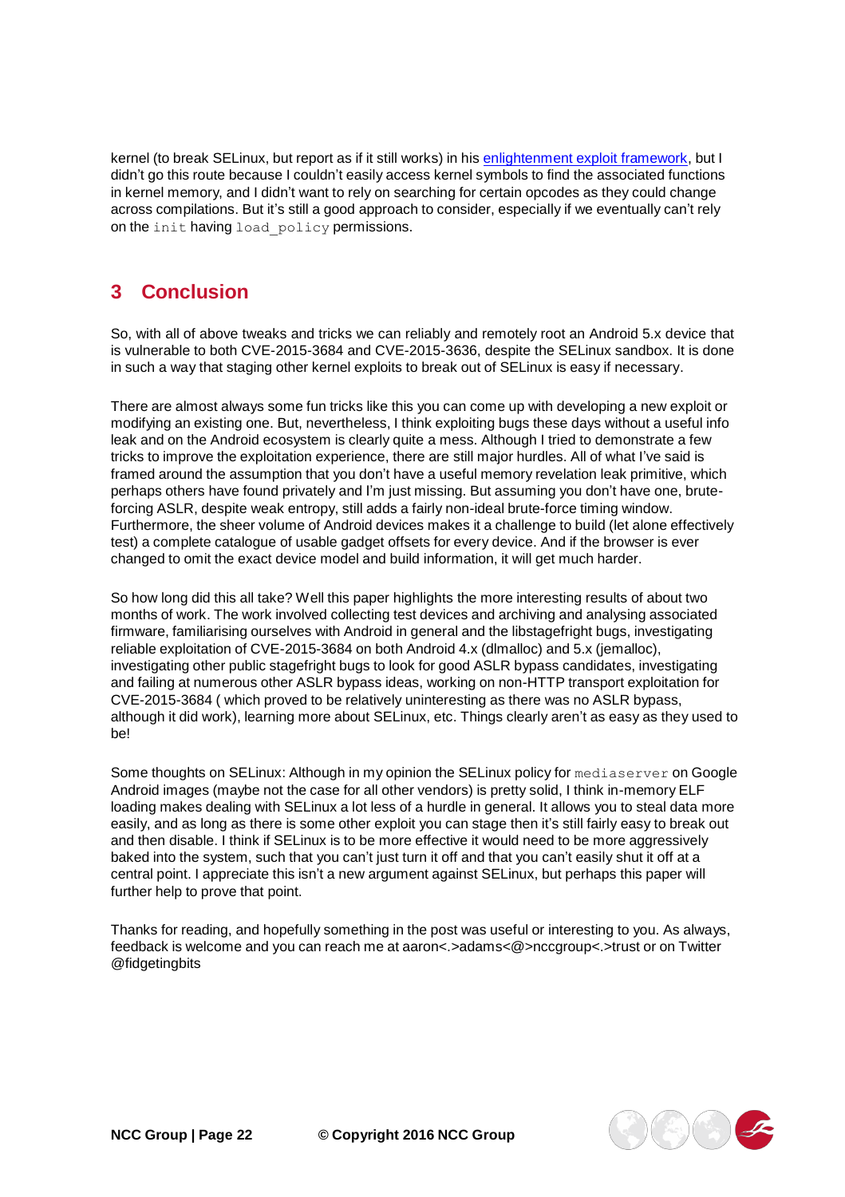kernel (to break SELinux, but report as if it still works) in his [enlightenment exploit framework](), but I didn't go this route because I couldn't easily access kernel symbols to find the associated functions in kernel memory, and I didn't want to rely on searching for certain opcodes as they could change across compilations. But it's still a good approach to consider, especially if we eventually can't rely on the `init` having `load_policy` permissions.

# 3 Conclusion

So, with all of above tweaks and tricks we can reliably and remotely root an Android 5.x device that is vulnerable to both CVE-2015-3684 and CVE-2015-3636, despite the SELinux sandbox. It is done in such a way that staging other kernel exploits to break out of SELinux is easy if necessary.

There are almost always some fun tricks like this you can come up with developing a new exploit or modifying an existing one. But, nevertheless, I think exploiting bugs these days without a useful info leak and on the Android ecosystem is clearly quite a mess. Although I tried to demonstrate a few tricks to improve the exploitation experience, there are still major hurdles. All of what I've said is framed around the assumption that you don't have a useful memory revelation leak primitive, which perhaps others have found privately and I'm just missing. But assuming you don't have one, brute-forcing ASLR, despite weak entropy, still adds a fairly non-ideal brute-force timing window. Furthermore, the sheer volume of Android devices makes it a challenge to build (let alone effectively test) a complete catalogue of usable gadget offsets for every device. And if the browser is ever changed to omit the exact device model and build information, it will get much harder.

So how long did this all take? Well this paper highlights the more interesting results of about two months of work. The work involved collecting test devices and archiving and analysing associated firmware, familiarising ourselves with Android in general and the libstagefright bugs, investigating reliable exploitation of CVE-2015-3684 on both Android 4.x (dlmalloc) and 5.x (jemalloc), investigating other public stagefright bugs to look for good ASLR bypass candidates, investigating and failing at numerous other ASLR bypass ideas, working on non-HTTP transport exploitation for CVE-2015-3684 ( which proved to be relatively uninteresting as there was no ASLR bypass, although it did work), learning more about SELinux, etc. Things clearly aren't as easy as they used to be!

Some thoughts on SELinux: Although in my opinion the SELinux policy for `mediaserver` on Google Android images (maybe not the case for all other vendors) is pretty solid, I think in-memory ELF loading makes dealing with SELinux a lot less of a hurdle in general. It allows you to steal data more easily, and as long as there is some other exploit you can stage then it's still fairly easy to break out and then disable. I think if SELinux is to be more effective it would need to be more aggressively baked into the system, such that you can't just turn it off and that you can't easily shut it off at a central point. I appreciate this isn't a new argument against SELinux, but perhaps this paper will further help to prove that point.

Thanks for reading, and hopefully something in the post was useful or interesting to you. As always, feedback is welcome and you can reach me at aaron<.>adams<@>nccgroup<.>trust or on Twitter @fidgetingbits